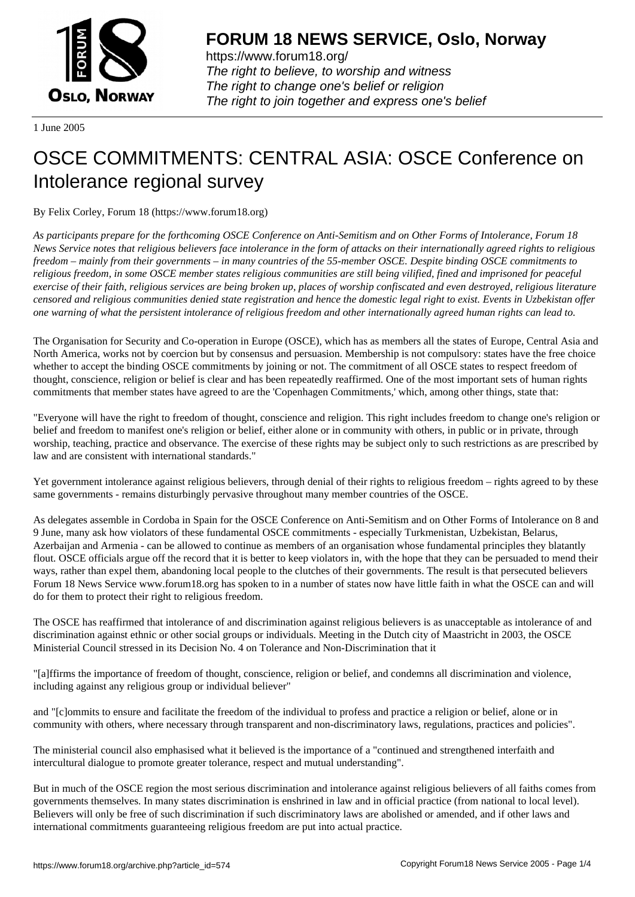# FORUM 18 NEWS SERVICE, Oslo, Norway

https://www.forum18.org/
*The right to believe, to worship and witness*
*The right to change one's belief or religion*
*The right to join together and express one's belief*

1 June 2005

# OSCE COMMITMENTS: CENTRAL ASIA: OSCE Conference on Intolerance regional survey

By Felix Corley, Forum 18 (https://www.forum18.org)

*As participants prepare for the forthcoming OSCE Conference on Anti-Semitism and on Other Forms of Intolerance, Forum 18 News Service notes that religious believers face intolerance in the form of attacks on their internationally agreed rights to religious freedom – mainly from their governments – in many countries of the 55-member OSCE. Despite binding OSCE commitments to religious freedom, in some OSCE member states religious communities are still being vilified, fined and imprisoned for peaceful exercise of their faith, religious services are being broken up, places of worship confiscated and even destroyed, religious literature censored and religious communities denied state registration and hence the domestic legal right to exist. Events in Uzbekistan offer one warning of what the persistent intolerance of religious freedom and other internationally agreed human rights can lead to.*

The Organisation for Security and Co-operation in Europe (OSCE), which has as members all the states of Europe, Central Asia and North America, works not by coercion but by consensus and persuasion. Membership is not compulsory: states have the free choice whether to accept the binding OSCE commitments by joining or not. The commitment of all OSCE states to respect freedom of thought, conscience, religion or belief is clear and has been repeatedly reaffirmed. One of the most important sets of human rights commitments that member states have agreed to are the 'Copenhagen Commitments,' which, among other things, state that:

"Everyone will have the right to freedom of thought, conscience and religion. This right includes freedom to change one's religion or belief and freedom to manifest one's religion or belief, either alone or in community with others, in public or in private, through worship, teaching, practice and observance. The exercise of these rights may be subject only to such restrictions as are prescribed by law and are consistent with international standards."

Yet government intolerance against religious believers, through denial of their rights to religious freedom – rights agreed to by these same governments - remains disturbingly pervasive throughout many member countries of the OSCE.

As delegates assemble in Cordoba in Spain for the OSCE Conference on Anti-Semitism and on Other Forms of Intolerance on 8 and 9 June, many ask how violators of these fundamental OSCE commitments - especially Turkmenistan, Uzbekistan, Belarus, Azerbaijan and Armenia - can be allowed to continue as members of an organisation whose fundamental principles they blatantly flout. OSCE officials argue off the record that it is better to keep violators in, with the hope that they can be persuaded to mend their ways, rather than expel them, abandoning local people to the clutches of their governments. The result is that persecuted believers Forum 18 News Service www.forum18.org has spoken to in a number of states now have little faith in what the OSCE can and will do for them to protect their right to religious freedom.

The OSCE has reaffirmed that intolerance of and discrimination against religious believers is as unacceptable as intolerance of and discrimination against ethnic or other social groups or individuals. Meeting in the Dutch city of Maastricht in 2003, the OSCE Ministerial Council stressed in its Decision No. 4 on Tolerance and Non-Discrimination that it

"[a]ffirms the importance of freedom of thought, conscience, religion or belief, and condemns all discrimination and violence, including against any religious group or individual believer"

and "[c]ommits to ensure and facilitate the freedom of the individual to profess and practice a religion or belief, alone or in community with others, where necessary through transparent and non-discriminatory laws, regulations, practices and policies".

The ministerial council also emphasised what it believed is the importance of a "continued and strengthened interfaith and intercultural dialogue to promote greater tolerance, respect and mutual understanding".

But in much of the OSCE region the most serious discrimination and intolerance against religious believers of all faiths comes from governments themselves. In many states discrimination is enshrined in law and in official practice (from national to local level). Believers will only be free of such discrimination if such discriminatory laws are abolished or amended, and if other laws and international commitments guaranteeing religious freedom are put into actual practice.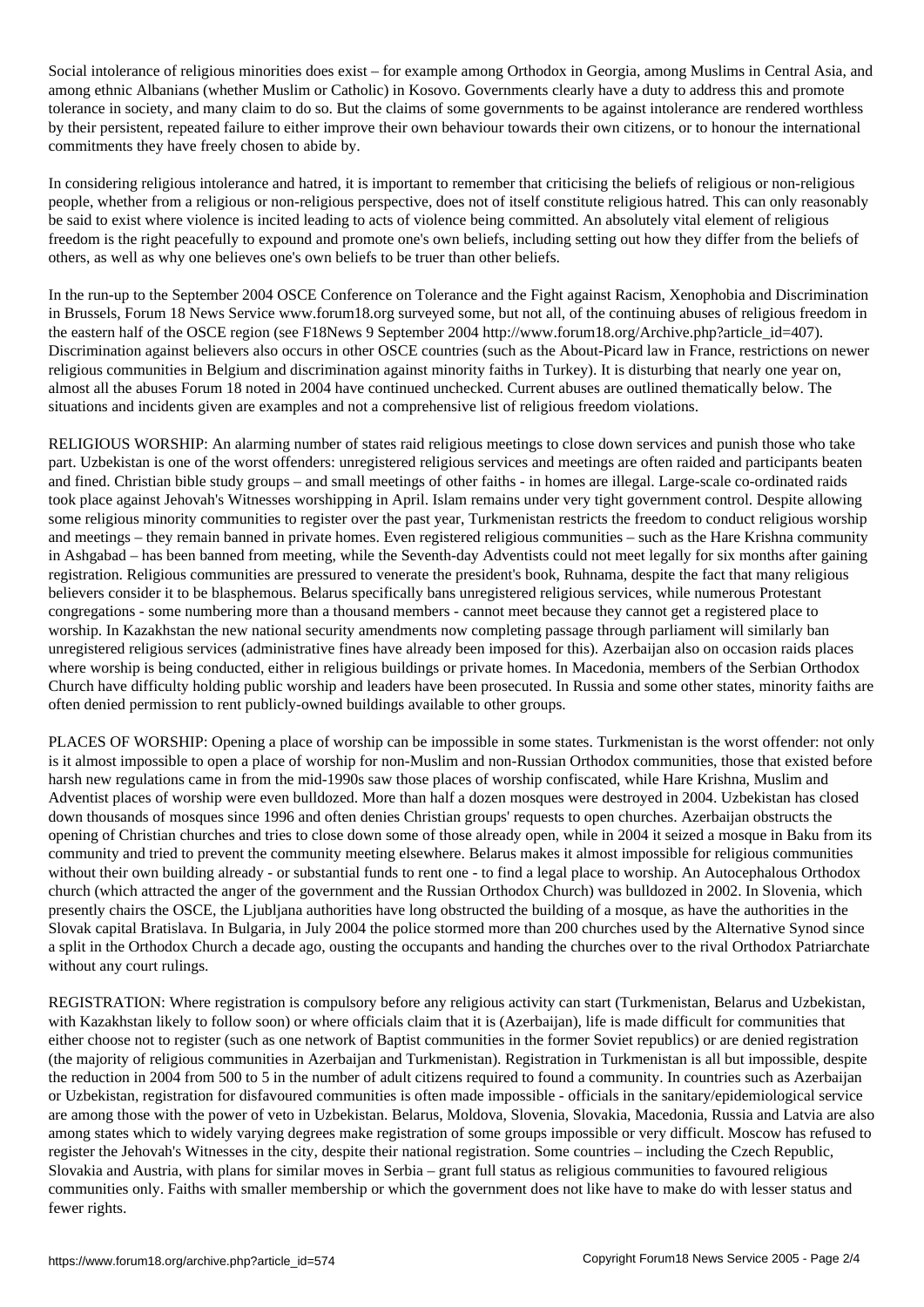Social intolerance of religious minorities does exist – for example among Orthodox in Georgia, among Muslims in Central Asia, and among ethnic Albanians (whether Muslim or Catholic) in Kosovo. Governments clearly have a duty to address this and promote tolerance in society, and many claim to do so. But the claims of some governments to be against intolerance are rendered worthless by their persistent, repeated failure to either improve their own behaviour towards their own citizens, or to honour the international commitments they have freely chosen to abide by.

In considering religious intolerance and hatred, it is important to remember that criticising the beliefs of religious or non-religious people, whether from a religious or non-religious perspective, does not of itself constitute religious hatred. This can only reasonably be said to exist where violence is incited leading to acts of violence being committed. An absolutely vital element of religious freedom is the right peacefully to expound and promote one's own beliefs, including setting out how they differ from the beliefs of others, as well as why one believes one's own beliefs to be truer than other beliefs.

In the run-up to the September 2004 OSCE Conference on Tolerance and the Fight against Racism, Xenophobia and Discrimination in Brussels, Forum 18 News Service www.forum18.org surveyed some, but not all, of the continuing abuses of religious freedom in the eastern half of the OSCE region (see F18News 9 September 2004 http://www.forum18.org/Archive.php?article_id=407). Discrimination against believers also occurs in other OSCE countries (such as the About-Picard law in France, restrictions on newer religious communities in Belgium and discrimination against minority faiths in Turkey). It is disturbing that nearly one year on, almost all the abuses Forum 18 noted in 2004 have continued unchecked. Current abuses are outlined thematically below. The situations and incidents given are examples and not a comprehensive list of religious freedom violations.

RELIGIOUS WORSHIP: An alarming number of states raid religious meetings to close down services and punish those who take part. Uzbekistan is one of the worst offenders: unregistered religious services and meetings are often raided and participants beaten and fined. Christian bible study groups – and small meetings of other faiths - in homes are illegal. Large-scale co-ordinated raids took place against Jehovah's Witnesses worshipping in April. Islam remains under very tight government control. Despite allowing some religious minority communities to register over the past year, Turkmenistan restricts the freedom to conduct religious worship and meetings – they remain banned in private homes. Even registered religious communities – such as the Hare Krishna community in Ashgabad – has been banned from meeting, while the Seventh-day Adventists could not meet legally for six months after gaining registration. Religious communities are pressured to venerate the president's book, Ruhnama, despite the fact that many religious believers consider it to be blasphemous. Belarus specifically bans unregistered religious services, while numerous Protestant congregations - some numbering more than a thousand members - cannot meet because they cannot get a registered place to worship. In Kazakhstan the new national security amendments now completing passage through parliament will similarly ban unregistered religious services (administrative fines have already been imposed for this). Azerbaijan also on occasion raids places where worship is being conducted, either in religious buildings or private homes. In Macedonia, members of the Serbian Orthodox Church have difficulty holding public worship and leaders have been prosecuted. In Russia and some other states, minority faiths are often denied permission to rent publicly-owned buildings available to other groups.

PLACES OF WORSHIP: Opening a place of worship can be impossible in some states. Turkmenistan is the worst offender: not only is it almost impossible to open a place of worship for non-Muslim and non-Russian Orthodox communities, those that existed before harsh new regulations came in from the mid-1990s saw those places of worship confiscated, while Hare Krishna, Muslim and Adventist places of worship were even bulldozed. More than half a dozen mosques were destroyed in 2004. Uzbekistan has closed down thousands of mosques since 1996 and often denies Christian groups' requests to open churches. Azerbaijan obstructs the opening of Christian churches and tries to close down some of those already open, while in 2004 it seized a mosque in Baku from its community and tried to prevent the community meeting elsewhere. Belarus makes it almost impossible for religious communities without their own building already - or substantial funds to rent one - to find a legal place to worship. An Autocephalous Orthodox church (which attracted the anger of the government and the Russian Orthodox Church) was bulldozed in 2002. In Slovenia, which presently chairs the OSCE, the Ljubljana authorities have long obstructed the building of a mosque, as have the authorities in the Slovak capital Bratislava. In Bulgaria, in July 2004 the police stormed more than 200 churches used by the Alternative Synod since a split in the Orthodox Church a decade ago, ousting the occupants and handing the churches over to the rival Orthodox Patriarchate without any court rulings.

REGISTRATION: Where registration is compulsory before any religious activity can start (Turkmenistan, Belarus and Uzbekistan, with Kazakhstan likely to follow soon) or where officials claim that it is (Azerbaijan), life is made difficult for communities that either choose not to register (such as one network of Baptist communities in the former Soviet republics) or are denied registration (the majority of religious communities in Azerbaijan and Turkmenistan). Registration in Turkmenistan is all but impossible, despite the reduction in 2004 from 500 to 5 in the number of adult citizens required to found a community. In countries such as Azerbaijan or Uzbekistan, registration for disfavoured communities is often made impossible - officials in the sanitary/epidemiological service are among those with the power of veto in Uzbekistan. Belarus, Moldova, Slovenia, Slovakia, Macedonia, Russia and Latvia are also among states which to widely varying degrees make registration of some groups impossible or very difficult. Moscow has refused to register the Jehovah's Witnesses in the city, despite their national registration. Some countries – including the Czech Republic, Slovakia and Austria, with plans for similar moves in Serbia – grant full status as religious communities to favoured religious communities only. Faiths with smaller membership or which the government does not like have to make do with lesser status and fewer rights.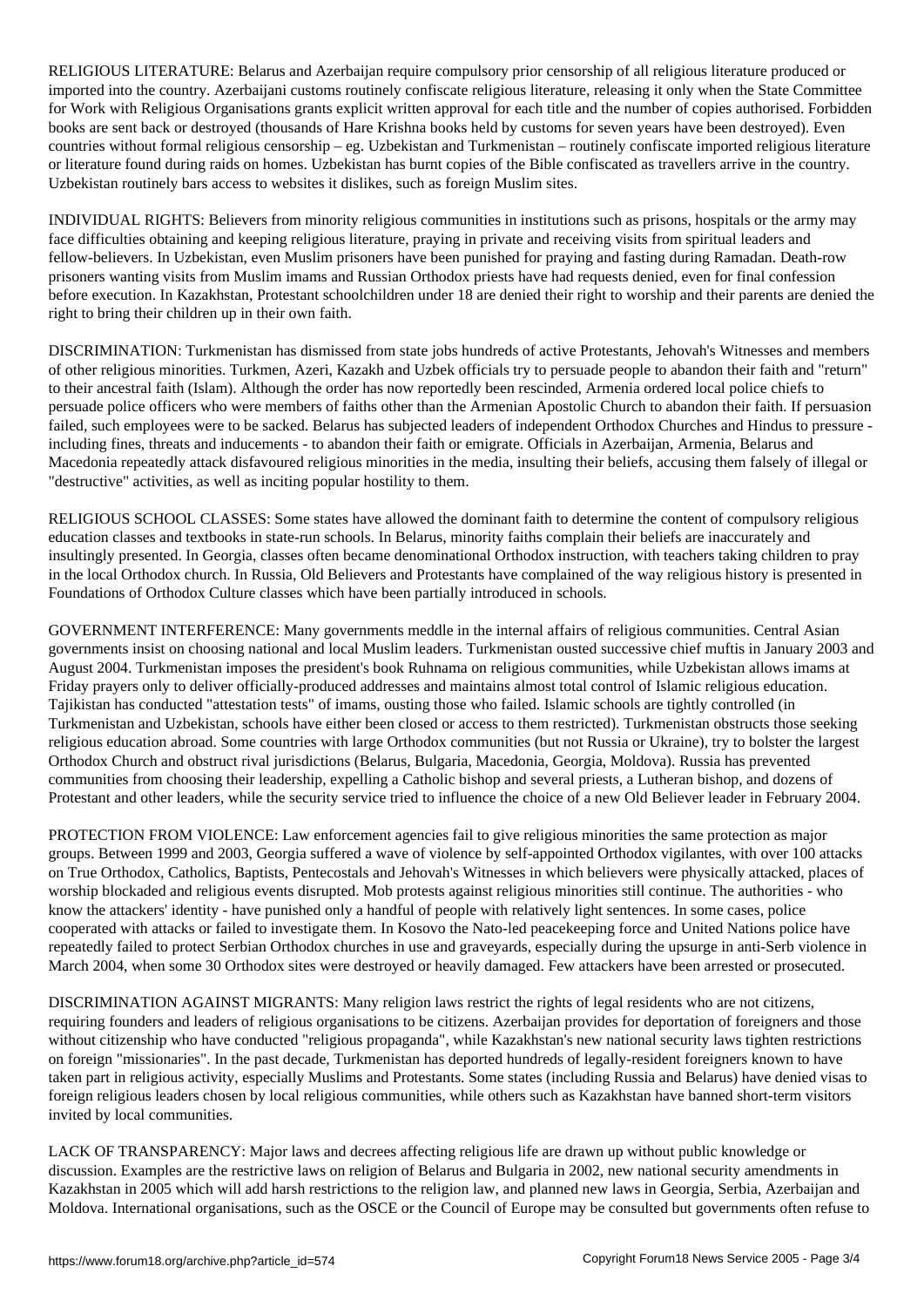RELIGIOUS LITERATURE: Belarus and Azerbaijan require compulsory prior censorship of all religious literature produced or imported into the country. Azerbaijani customs routinely confiscate religious literature, releasing it only when the State Committee for Work with Religious Organisations grants explicit written approval for each title and the number of copies authorised. Forbidden books are sent back or destroyed (thousands of Hare Krishna books held by customs for seven years have been destroyed). Even countries without formal religious censorship – eg. Uzbekistan and Turkmenistan – routinely confiscate imported religious literature or literature found during raids on homes. Uzbekistan has burnt copies of the Bible confiscated as travellers arrive in the country. Uzbekistan routinely bars access to websites it dislikes, such as foreign Muslim sites.

INDIVIDUAL RIGHTS: Believers from minority religious communities in institutions such as prisons, hospitals or the army may face difficulties obtaining and keeping religious literature, praying in private and receiving visits from spiritual leaders and fellow-believers. In Uzbekistan, even Muslim prisoners have been punished for praying and fasting during Ramadan. Death-row prisoners wanting visits from Muslim imams and Russian Orthodox priests have had requests denied, even for final confession before execution. In Kazakhstan, Protestant schoolchildren under 18 are denied their right to worship and their parents are denied the right to bring their children up in their own faith.

DISCRIMINATION: Turkmenistan has dismissed from state jobs hundreds of active Protestants, Jehovah's Witnesses and members of other religious minorities. Turkmen, Azeri, Kazakh and Uzbek officials try to persuade people to abandon their faith and "return" to their ancestral faith (Islam). Although the order has now reportedly been rescinded, Armenia ordered local police chiefs to persuade police officers who were members of faiths other than the Armenian Apostolic Church to abandon their faith. If persuasion failed, such employees were to be sacked. Belarus has subjected leaders of independent Orthodox Churches and Hindus to pressure - including fines, threats and inducements - to abandon their faith or emigrate. Officials in Azerbaijan, Armenia, Belarus and Macedonia repeatedly attack disfavoured religious minorities in the media, insulting their beliefs, accusing them falsely of illegal or "destructive" activities, as well as inciting popular hostility to them.

RELIGIOUS SCHOOL CLASSES: Some states have allowed the dominant faith to determine the content of compulsory religious education classes and textbooks in state-run schools. In Belarus, minority faiths complain their beliefs are inaccurately and insultingly presented. In Georgia, classes often became denominational Orthodox instruction, with teachers taking children to pray in the local Orthodox church. In Russia, Old Believers and Protestants have complained of the way religious history is presented in Foundations of Orthodox Culture classes which have been partially introduced in schools.

GOVERNMENT INTERFERENCE: Many governments meddle in the internal affairs of religious communities. Central Asian governments insist on choosing national and local Muslim leaders. Turkmenistan ousted successive chief muftis in January 2003 and August 2004. Turkmenistan imposes the president's book Ruhnama on religious communities, while Uzbekistan allows imams at Friday prayers only to deliver officially-produced addresses and maintains almost total control of Islamic religious education. Tajikistan has conducted "attestation tests" of imams, ousting those who failed. Islamic schools are tightly controlled (in Turkmenistan and Uzbekistan, schools have either been closed or access to them restricted). Turkmenistan obstructs those seeking religious education abroad. Some countries with large Orthodox communities (but not Russia or Ukraine), try to bolster the largest Orthodox Church and obstruct rival jurisdictions (Belarus, Bulgaria, Macedonia, Georgia, Moldova). Russia has prevented communities from choosing their leadership, expelling a Catholic bishop and several priests, a Lutheran bishop, and dozens of Protestant and other leaders, while the security service tried to influence the choice of a new Old Believer leader in February 2004.

PROTECTION FROM VIOLENCE: Law enforcement agencies fail to give religious minorities the same protection as major groups. Between 1999 and 2003, Georgia suffered a wave of violence by self-appointed Orthodox vigilantes, with over 100 attacks on True Orthodox, Catholics, Baptists, Pentecostals and Jehovah's Witnesses in which believers were physically attacked, places of worship blockaded and religious events disrupted. Mob protests against religious minorities still continue. The authorities - who know the attackers' identity - have punished only a handful of people with relatively light sentences. In some cases, police cooperated with attacks or failed to investigate them. In Kosovo the Nato-led peacekeeping force and United Nations police have repeatedly failed to protect Serbian Orthodox churches in use and graveyards, especially during the upsurge in anti-Serb violence in March 2004, when some 30 Orthodox sites were destroyed or heavily damaged. Few attackers have been arrested or prosecuted.

DISCRIMINATION AGAINST MIGRANTS: Many religion laws restrict the rights of legal residents who are not citizens, requiring founders and leaders of religious organisations to be citizens. Azerbaijan provides for deportation of foreigners and those without citizenship who have conducted "religious propaganda", while Kazakhstan's new national security laws tighten restrictions on foreign "missionaries". In the past decade, Turkmenistan has deported hundreds of legally-resident foreigners known to have taken part in religious activity, especially Muslims and Protestants. Some states (including Russia and Belarus) have denied visas to foreign religious leaders chosen by local religious communities, while others such as Kazakhstan have banned short-term visitors invited by local communities.

LACK OF TRANSPARENCY: Major laws and decrees affecting religious life are drawn up without public knowledge or discussion. Examples are the restrictive laws on religion of Belarus and Bulgaria in 2002, new national security amendments in Kazakhstan in 2005 which will add harsh restrictions to the religion law, and planned new laws in Georgia, Serbia, Azerbaijan and Moldova. International organisations, such as the OSCE or the Council of Europe may be consulted but governments often refuse to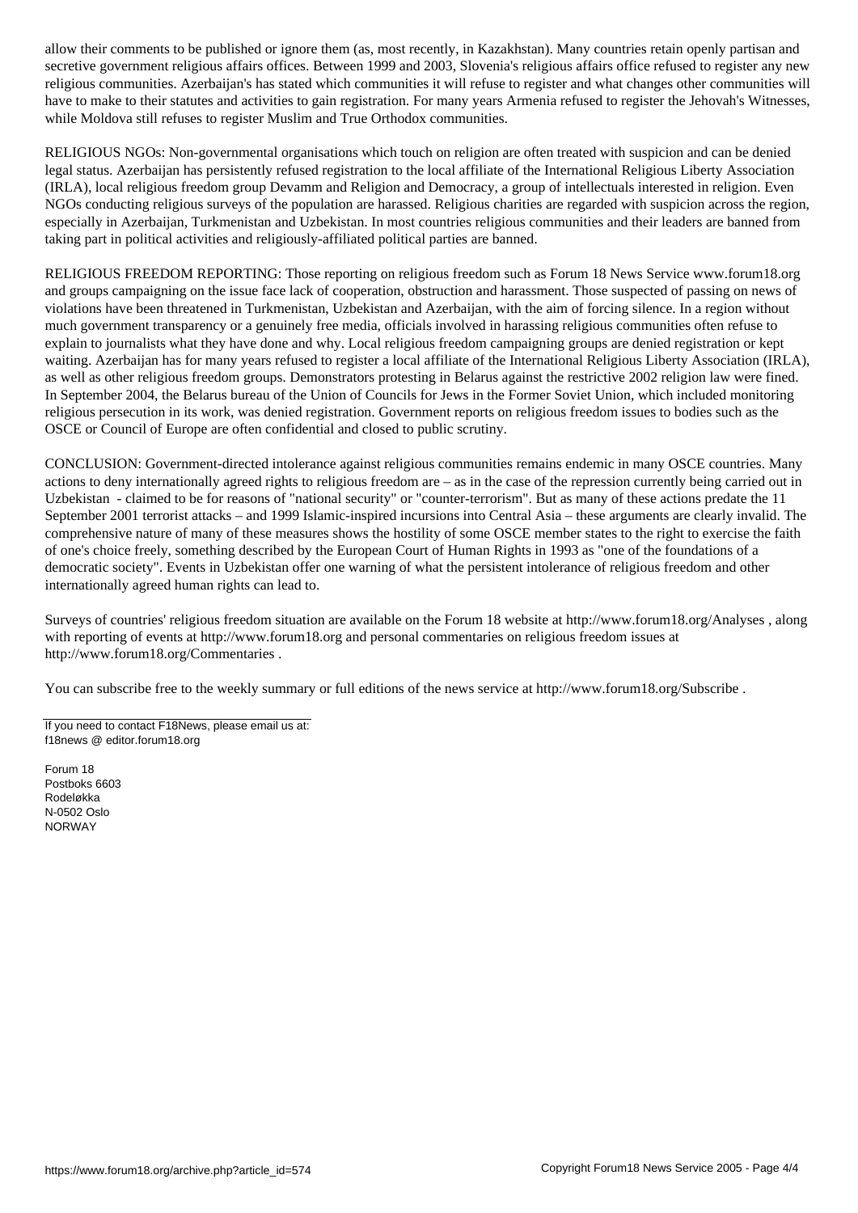allow their comments to be published or ignore them (as, most recently, in Kazakhstan). Many countries retain openly partisan and secretive government religious affairs offices. Between 1999 and 2003, Slovenia's religious affairs office refused to register any new religious communities. Azerbaijan's has stated which communities it will refuse to register and what changes other communities will have to make to their statutes and activities to gain registration. For many years Armenia refused to register the Jehovah's Witnesses, while Moldova still refuses to register Muslim and True Orthodox communities.

RELIGIOUS NGOs: Non-governmental organisations which touch on religion are often treated with suspicion and can be denied legal status. Azerbaijan has persistently refused registration to the local affiliate of the International Religious Liberty Association (IRLA), local religious freedom group Devamm and Religion and Democracy, a group of intellectuals interested in religion. Even NGOs conducting religious surveys of the population are harassed. Religious charities are regarded with suspicion across the region, especially in Azerbaijan, Turkmenistan and Uzbekistan. In most countries religious communities and their leaders are banned from taking part in political activities and religiously-affiliated political parties are banned.

RELIGIOUS FREEDOM REPORTING: Those reporting on religious freedom such as Forum 18 News Service www.forum18.org and groups campaigning on the issue face lack of cooperation, obstruction and harassment. Those suspected of passing on news of violations have been threatened in Turkmenistan, Uzbekistan and Azerbaijan, with the aim of forcing silence. In a region without much government transparency or a genuinely free media, officials involved in harassing religious communities often refuse to explain to journalists what they have done and why. Local religious freedom campaigning groups are denied registration or kept waiting. Azerbaijan has for many years refused to register a local affiliate of the International Religious Liberty Association (IRLA), as well as other religious freedom groups. Demonstrators protesting in Belarus against the restrictive 2002 religion law were fined. In September 2004, the Belarus bureau of the Union of Councils for Jews in the Former Soviet Union, which included monitoring religious persecution in its work, was denied registration. Government reports on religious freedom issues to bodies such as the OSCE or Council of Europe are often confidential and closed to public scrutiny.

CONCLUSION: Government-directed intolerance against religious communities remains endemic in many OSCE countries. Many actions to deny internationally agreed rights to religious freedom are – as in the case of the repression currently being carried out in Uzbekistan - claimed to be for reasons of "national security" or "counter-terrorism". But as many of these actions predate the 11 September 2001 terrorist attacks – and 1999 Islamic-inspired incursions into Central Asia – these arguments are clearly invalid. The comprehensive nature of many of these measures shows the hostility of some OSCE member states to the right to exercise the faith of one's choice freely, something described by the European Court of Human Rights in 1993 as "one of the foundations of a democratic society". Events in Uzbekistan offer one warning of what the persistent intolerance of religious freedom and other internationally agreed human rights can lead to.

Surveys of countries' religious freedom situation are available on the Forum 18 website at http://www.forum18.org/Analyses , along with reporting of events at http://www.forum18.org and personal commentaries on religious freedom issues at http://www.forum18.org/Commentaries .

You can subscribe free to the weekly summary or full editions of the news service at http://www.forum18.org/Subscribe .

If you need to contact F18News, please email us at:
f18news @ editor.forum18.org

Forum 18
Postboks 6603
Rodeløkka
N-0502 Oslo
NORWAY